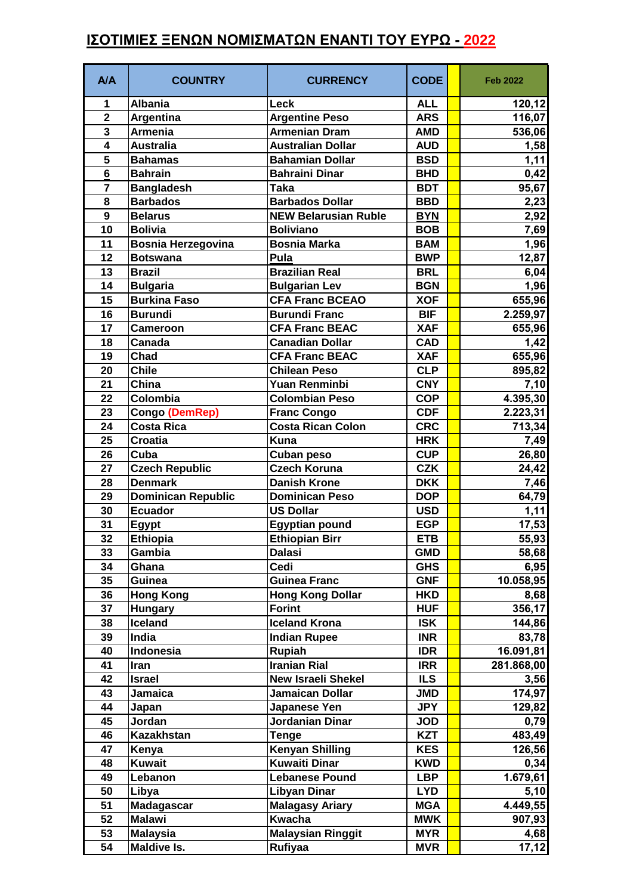# ΙΣΟΤΙΜΙΕΣ ΞΕΝΩΝ ΝΟΜΙΣΜΑΤΩΝ ΕΝΑΝΤΙ ΤΟΥ ΕΥΡΩ - 2022

| A/A | COUNTRY | CURRENCY | CODE | | Feb 2022 |
|---|---|---|---|---|---|
| 1 | Albania | Leck | ALL | | 120,12 |
| 2 | Argentina | Argentine Peso | ARS | | 116,07 |
| 3 | Armenia | Armenian Dram | AMD | | 536,06 |
| 4 | Australia | Australian Dollar | AUD | | 1,58 |
| 5 | Bahamas | Bahamian Dollar | BSD | | 1,11 |
| 6 | Bahrain | Bahraini Dinar | BHD | | 0,42 |
| 7 | Bangladesh | Taka | BDT | | 95,67 |
| 8 | Barbados | Barbados Dollar | BBD | | 2,23 |
| 9 | Belarus | NEW Belarusian Ruble | BYN | | 2,92 |
| 10 | Bolivia | Boliviano | BOB | | 7,69 |
| 11 | Bosnia Herzegovina | Bosnia Marka | BAM | | 1,96 |
| 12 | Botswana | Pula | BWP | | 12,87 |
| 13 | Brazil | Brazilian Real | BRL | | 6,04 |
| 14 | Bulgaria | Bulgarian Lev | BGN | | 1,96 |
| 15 | Burkina Faso | CFA Franc BCEAO | XOF | | 655,96 |
| 16 | Burundi | Burundi Franc | BIF | | 2.259,97 |
| 17 | Cameroon | CFA Franc BEAC | XAF | | 655,96 |
| 18 | Canada | Canadian Dollar | CAD | | 1,42 |
| 19 | Chad | CFA Franc BEAC | XAF | | 655,96 |
| 20 | Chile | Chilean Peso | CLP | | 895,82 |
| 21 | China | Yuan Renminbi | CNY | | 7,10 |
| 22 | Colombia | Colombian Peso | COP | | 4.395,30 |
| 23 | Congo (DemRep) | Franc Congo | CDF | | 2.223,31 |
| 24 | Costa Rica | Costa Rican Colon | CRC | | 713,34 |
| 25 | Croatia | Kuna | HRK | | 7,49 |
| 26 | Cuba | Cuban peso | CUP | | 26,80 |
| 27 | Czech Republic | Czech Koruna | CZK | | 24,42 |
| 28 | Denmark | Danish Krone | DKK | | 7,46 |
| 29 | Dominican Republic | Dominican Peso | DOP | | 64,79 |
| 30 | Ecuador | US Dollar | USD | | 1,11 |
| 31 | Egypt | Egyptian pound | EGP | | 17,53 |
| 32 | Ethiopia | Ethiopian Birr | ETB | | 55,93 |
| 33 | Gambia | Dalasi | GMD | | 58,68 |
| 34 | Ghana | Cedi | GHS | | 6,95 |
| 35 | Guinea | Guinea Franc | GNF | | 10.058,95 |
| 36 | Hong Kong | Hong Kong Dollar | HKD | | 8,68 |
| 37 | Hungary | Forint | HUF | | 356,17 |
| 38 | Iceland | Iceland Krona | ISK | | 144,86 |
| 39 | India | Indian Rupee | INR | | 83,78 |
| 40 | Indonesia | Rupiah | IDR | | 16.091,81 |
| 41 | Iran | Iranian Rial | IRR | | 281.868,00 |
| 42 | Israel | New Israeli Shekel | ILS | | 3,56 |
| 43 | Jamaica | Jamaican Dollar | JMD | | 174,97 |
| 44 | Japan | Japanese Yen | JPY | | 129,82 |
| 45 | Jordan | Jordanian Dinar | JOD | | 0,79 |
| 46 | Kazakhstan | Tenge | KZT | | 483,49 |
| 47 | Kenya | Kenyan Shilling | KES | | 126,56 |
| 48 | Kuwait | Kuwaiti Dinar | KWD | | 0,34 |
| 49 | Lebanon | Lebanese Pound | LBP | | 1.679,61 |
| 50 | Libya | Libyan Dinar | LYD | | 5,10 |
| 51 | Madagascar | Malagasy Ariary | MGA | | 4.449,55 |
| 52 | Malawi | Kwacha | MWK | | 907,93 |
| 53 | Malaysia | Malaysian Ringgit | MYR | | 4,68 |
| 54 | Maldive Is. | Rufiyaa | MVR | | 17,12 |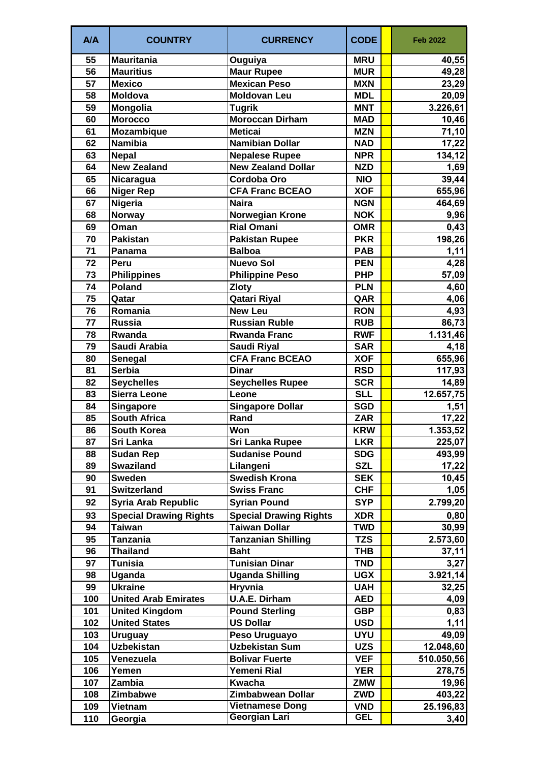| A/A | COUNTRY | CURRENCY | CODE | | Feb 2022 |
|---|---|---|---|---|---|
| 55 | Mauritania | Ouguiya | MRU | | 40,55 |
| 56 | Mauritius | Maur Rupee | MUR | | 49,28 |
| 57 | Mexico | Mexican Peso | MXN | | 23,29 |
| 58 | Moldova | Moldovan Leu | MDL | | 20,09 |
| 59 | Mongolia | Tugrik | MNT | | 3.226,61 |
| 60 | Morocco | Moroccan Dirham | MAD | | 10,46 |
| 61 | Mozambique | Meticai | MZN | | 71,10 |
| 62 | Namibia | Namibian Dollar | NAD | | 17,22 |
| 63 | Nepal | Nepalese Rupee | NPR | | 134,12 |
| 64 | New Zealand | New Zealand Dollar | NZD | | 1,69 |
| 65 | Nicaragua | Cordoba Oro | NIO | | 39,44 |
| 66 | Niger Rep | CFA Franc BCEAO | XOF | | 655,96 |
| 67 | Nigeria | Naira | NGN | | 464,69 |
| 68 | Norway | Norwegian Krone | NOK | | 9,96 |
| 69 | Oman | Rial Omani | OMR | | 0,43 |
| 70 | Pakistan | Pakistan Rupee | PKR | | 198,26 |
| 71 | Panama | Balboa | PAB | | 1,11 |
| 72 | Peru | Nuevo Sol | PEN | | 4,28 |
| 73 | Philippines | Philippine Peso | PHP | | 57,09 |
| 74 | Poland | Zloty | PLN | | 4,60 |
| 75 | Qatar | Qatari Riyal | QAR | | 4,06 |
| 76 | Romania | New Leu | RON | | 4,93 |
| 77 | Russia | Russian Ruble | RUB | | 86,73 |
| 78 | Rwanda | Rwanda Franc | RWF | | 1.131,46 |
| 79 | Saudi Arabia | Saudi Riyal | SAR | | 4,18 |
| 80 | Senegal | CFA Franc BCEAO | XOF | | 655,96 |
| 81 | Serbia | Dinar | RSD | | 117,93 |
| 82 | Seychelles | Seychelles Rupee | SCR | | 14,89 |
| 83 | Sierra Leone | Leone | SLL | | 12.657,75 |
| 84 | Singapore | Singapore Dollar | SGD | | 1,51 |
| 85 | South Africa | Rand | ZAR | | 17,22 |
| 86 | South Korea | Won | KRW | | 1.353,52 |
| 87 | Sri Lanka | Sri Lanka Rupee | LKR | | 225,07 |
| 88 | Sudan Rep | Sudanise Pound | SDG | | 493,99 |
| 89 | Swaziland | Lilangeni | SZL | | 17,22 |
| 90 | Sweden | Swedish Krona | SEK | | 10,45 |
| 91 | Switzerland | Swiss Franc | CHF | | 1,05 |
| 92 | Syria Arab Republic | Syrian Pound | SYP | | 2.799,20 |
| 93 | Special Drawing Rights | Special Drawing Rights | XDR | | 0,80 |
| 94 | Taiwan | Taiwan Dollar | TWD | | 30,99 |
| 95 | Tanzania | Tanzanian Shilling | TZS | | 2.573,60 |
| 96 | Thailand | Baht | THB | | 37,11 |
| 97 | Tunisia | Tunisian Dinar | TND | | 3,27 |
| 98 | Uganda | Uganda Shilling | UGX | | 3.921,14 |
| 99 | Ukraine | Hryvnia | UAH | | 32,25 |
| 100 | United Arab Emirates | U.A.E. Dirham | AED | | 4,09 |
| 101 | United Kingdom | Pound Sterling | GBP | | 0,83 |
| 102 | United States | US Dollar | USD | | 1,11 |
| 103 | Uruguay | Peso Uruguayo | UYU | | 49,09 |
| 104 | Uzbekistan | Uzbekistan Sum | UZS | | 12.048,60 |
| 105 | Venezuela | Bolivar Fuerte | VEF | | 510.050,56 |
| 106 | Yemen | Yemeni Rial | YER | | 278,75 |
| 107 | Zambia | Kwacha | ZMW | | 19,96 |
| 108 | Zimbabwe | Zimbabwean Dollar | ZWD | | 403,22 |
| 109 | Vietnam | Vietnamese Dong | VND | | 25.196,83 |
| 110 | Georgia | Georgian Lari | GEL | | 3,40 |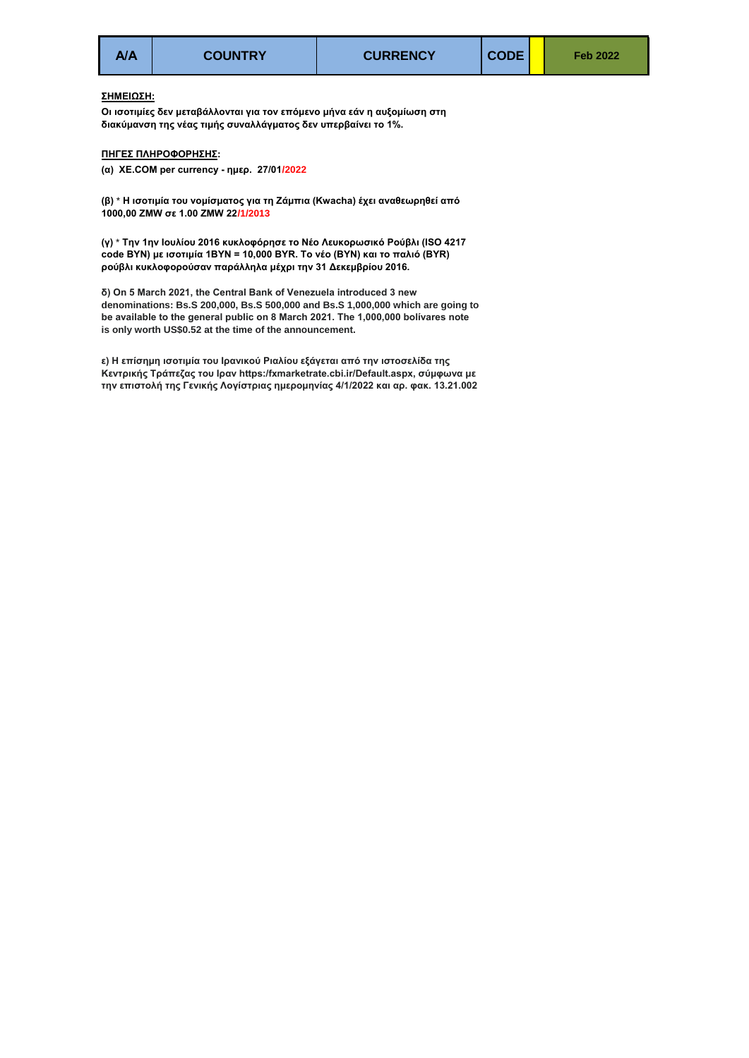| A/A | COUNTRY | CURRENCY | CODE | | Feb 2022 |
|---|---|---|---|---|---|

**ΣΗΜΕΙΩΣΗ:**

**Οι ισοτιμίες δεν μεταβάλλονται για τον επόμενο μήνα εάν η αυξομίωση στη διακύμανση της νέας τιμής συναλλάγματος δεν υπερβαίνει το 1%.**

**ΠΗΓΕΣ ΠΛΗΡΟΦΟΡΗΣΗΣ:**

**(α) XE.COM per currency - ημερ. 27/01/2022**

**(β) * Η ισοτιμία του νομίσματος για τη Ζάμπια (Kwacha) έχει αναθεωρηθεί από 1000,00 ZMW σε 1.00 ZMW 22/1/2013**

**(γ) * Την 1ην Ιουλίου 2016 κυκλοφόρησε το Νέο Λευκορωσικό Ρούβλι (ISO 4217 code BYN) με ισοτιμία 1BYN = 10,000 BYR. Το νέο (BYN) και το παλιό (BYR) ρούβλι κυκλοφορούσαν παράλληλα μέχρι την 31 Δεκεμβρίου 2016.**

**δ) On 5 March 2021, the Central Bank of Venezuela introduced 3 new denominations: Bs.S 200,000, Bs.S 500,000 and Bs.S 1,000,000 which are going to be available to the general public on 8 March 2021. The 1,000,000 bolívares note is only worth US$0.52 at the time of the announcement.**

**ε) Η επίσημη ισοτιμία του Ιρανικού Ριαλίου εξάγεται από την ιστοσελίδα της Κεντρικής Τράπεζας του Ιραν https://fxmarketrate.cbi.ir/Default.aspx, σύμφωνα με την επιστολή της Γενικής Λογίστριας ημερομηνίας 4/1/2022 και αρ. φακ. 13.21.002**